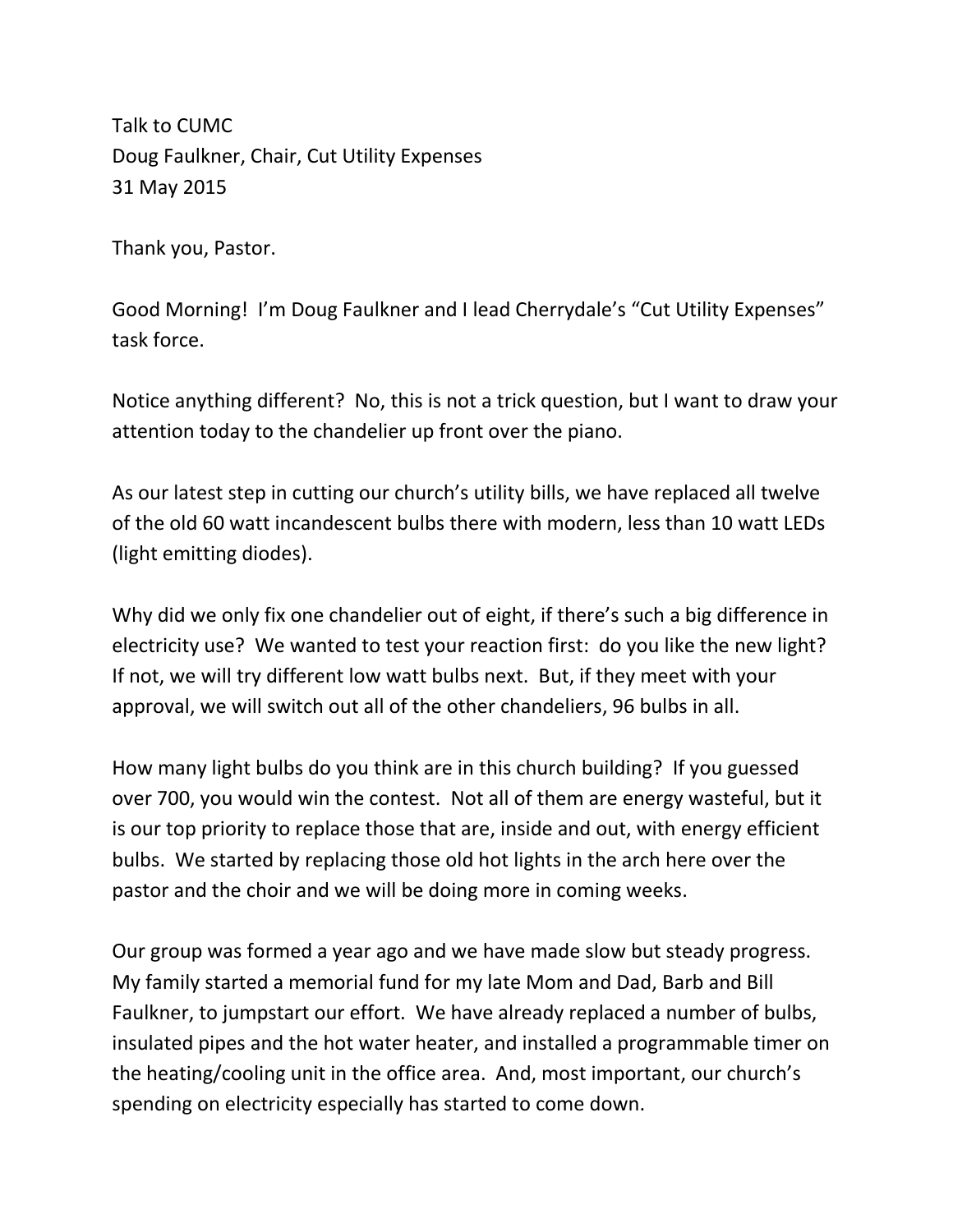Talk to CUMC
Doug Faulkner, Chair, Cut Utility Expenses
31 May 2015

Thank you, Pastor.

Good Morning! I'm Doug Faulkner and I lead Cherrydale's "Cut Utility Expenses" task force.

Notice anything different? No, this is not a trick question, but I want to draw your attention today to the chandelier up front over the piano.

As our latest step in cutting our church's utility bills, we have replaced all twelve of the old 60 watt incandescent bulbs there with modern, less than 10 watt LEDs (light emitting diodes).

Why did we only fix one chandelier out of eight, if there's such a big difference in electricity use? We wanted to test your reaction first: do you like the new light? If not, we will try different low watt bulbs next. But, if they meet with your approval, we will switch out all of the other chandeliers, 96 bulbs in all.

How many light bulbs do you think are in this church building? If you guessed over 700, you would win the contest. Not all of them are energy wasteful, but it is our top priority to replace those that are, inside and out, with energy efficient bulbs. We started by replacing those old hot lights in the arch here over the pastor and the choir and we will be doing more in coming weeks.

Our group was formed a year ago and we have made slow but steady progress. My family started a memorial fund for my late Mom and Dad, Barb and Bill Faulkner, to jumpstart our effort. We have already replaced a number of bulbs, insulated pipes and the hot water heater, and installed a programmable timer on the heating/cooling unit in the office area. And, most important, our church's spending on electricity especially has started to come down.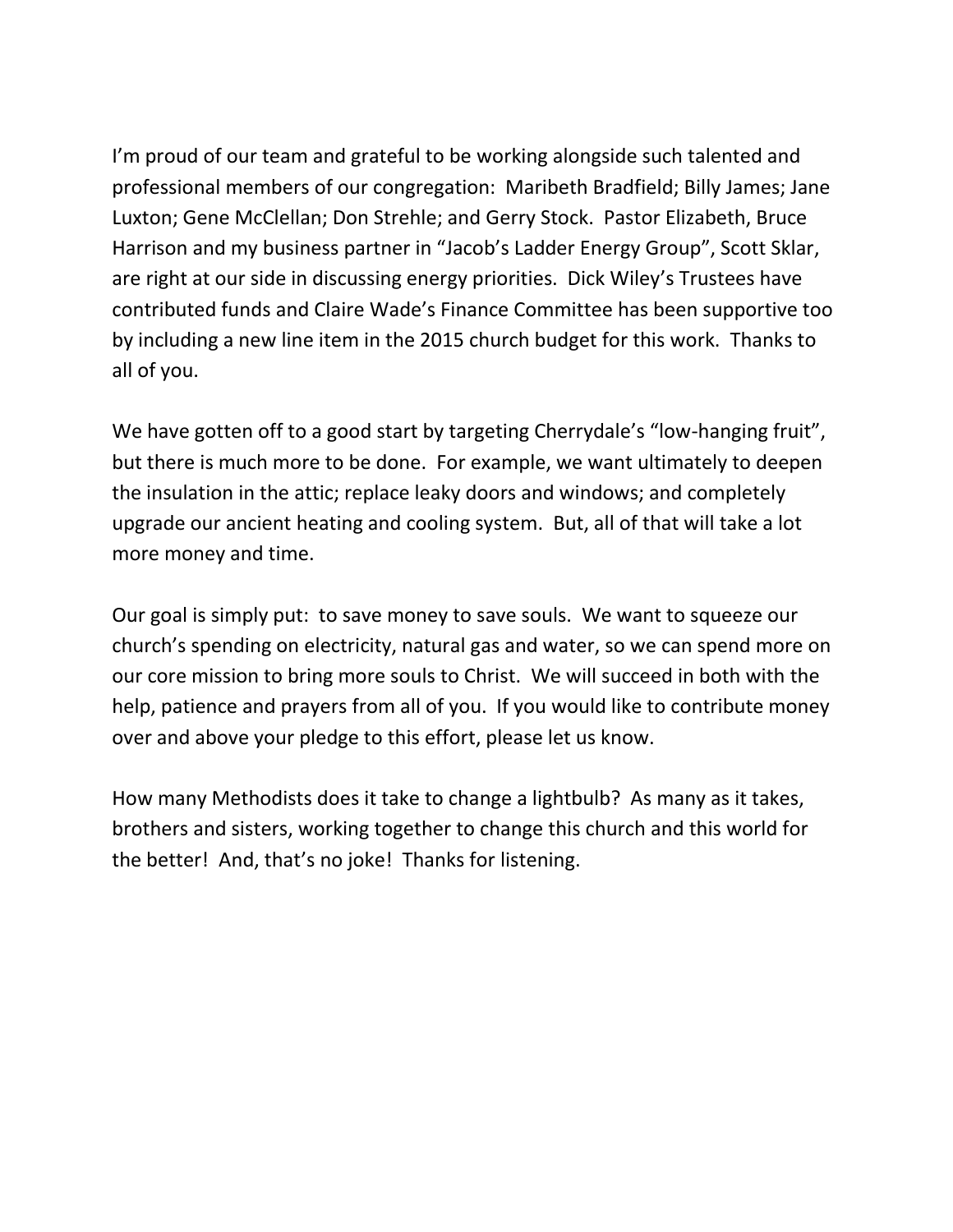I'm proud of our team and grateful to be working alongside such talented and professional members of our congregation: Maribeth Bradfield; Billy James; Jane Luxton; Gene McClellan; Don Strehle; and Gerry Stock. Pastor Elizabeth, Bruce Harrison and my business partner in "Jacob's Ladder Energy Group", Scott Sklar, are right at our side in discussing energy priorities. Dick Wiley's Trustees have contributed funds and Claire Wade's Finance Committee has been supportive too by including a new line item in the 2015 church budget for this work. Thanks to all of you.

We have gotten off to a good start by targeting Cherrydale's "low-hanging fruit", but there is much more to be done. For example, we want ultimately to deepen the insulation in the attic; replace leaky doors and windows; and completely upgrade our ancient heating and cooling system. But, all of that will take a lot more money and time.

Our goal is simply put: to save money to save souls. We want to squeeze our church's spending on electricity, natural gas and water, so we can spend more on our core mission to bring more souls to Christ. We will succeed in both with the help, patience and prayers from all of you. If you would like to contribute money over and above your pledge to this effort, please let us know.

How many Methodists does it take to change a lightbulb? As many as it takes, brothers and sisters, working together to change this church and this world for the better! And, that's no joke! Thanks for listening.